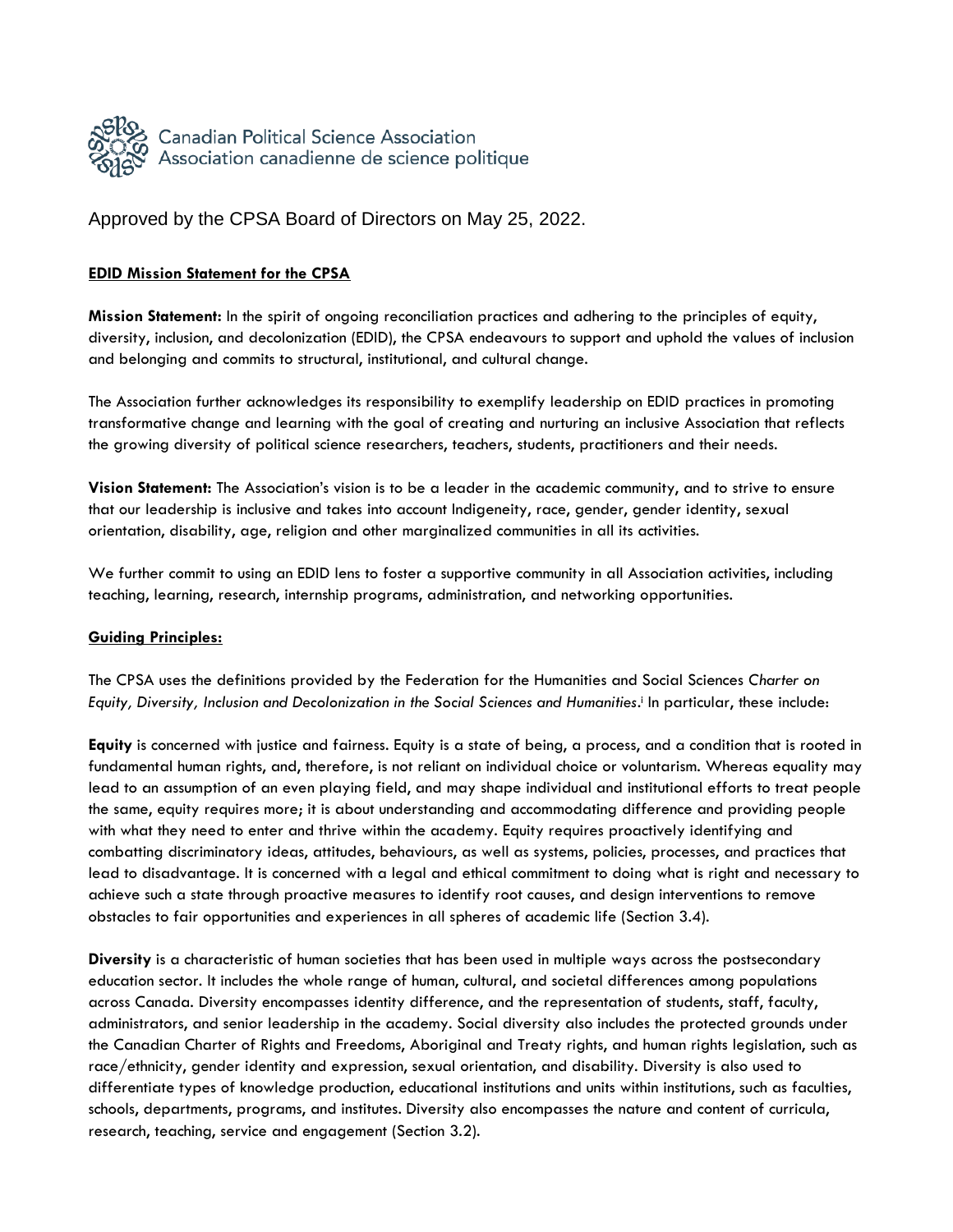Canadian Political Science Association
Association canadienne de science politique

Approved by the CPSA Board of Directors on May 25, 2022.

## EDID Mission Statement for the CPSA

**Mission Statement:** In the spirit of ongoing reconciliation practices and adhering to the principles of equity, diversity, inclusion, and decolonization (EDID), the CPSA endeavours to support and uphold the values of inclusion and belonging and commits to structural, institutional, and cultural change.

The Association further acknowledges its responsibility to exemplify leadership on EDID practices in promoting transformative change and learning with the goal of creating and nurturing an inclusive Association that reflects the growing diversity of political science researchers, teachers, students, practitioners and their needs.

**Vision Statement:** The Association's vision is to be a leader in the academic community, and to strive to ensure that our leadership is inclusive and takes into account Indigeneity, race, gender, gender identity, sexual orientation, disability, age, religion and other marginalized communities in all its activities.

We further commit to using an EDID lens to foster a supportive community in all Association activities, including teaching, learning, research, internship programs, administration, and networking opportunities.

## Guiding Principles:

The CPSA uses the definitions provided by the Federation for the Humanities and Social Sciences *Charter on Equity, Diversity, Inclusion and Decolonization in the Social Sciences and Humanities*.[i] In particular, these include:

**Equity** is concerned with justice and fairness. Equity is a state of being, a process, and a condition that is rooted in fundamental human rights, and, therefore, is not reliant on individual choice or voluntarism. Whereas equality may lead to an assumption of an even playing field, and may shape individual and institutional efforts to treat people the same, equity requires more; it is about understanding and accommodating difference and providing people with what they need to enter and thrive within the academy. Equity requires proactively identifying and combatting discriminatory ideas, attitudes, behaviours, as well as systems, policies, processes, and practices that lead to disadvantage. It is concerned with a legal and ethical commitment to doing what is right and necessary to achieve such a state through proactive measures to identify root causes, and design interventions to remove obstacles to fair opportunities and experiences in all spheres of academic life (Section 3.4).

**Diversity** is a characteristic of human societies that has been used in multiple ways across the postsecondary education sector. It includes the whole range of human, cultural, and societal differences among populations across Canada. Diversity encompasses identity difference, and the representation of students, staff, faculty, administrators, and senior leadership in the academy. Social diversity also includes the protected grounds under the Canadian Charter of Rights and Freedoms, Aboriginal and Treaty rights, and human rights legislation, such as race/ethnicity, gender identity and expression, sexual orientation, and disability. Diversity is also used to differentiate types of knowledge production, educational institutions and units within institutions, such as faculties, schools, departments, programs, and institutes. Diversity also encompasses the nature and content of curricula, research, teaching, service and engagement (Section 3.2).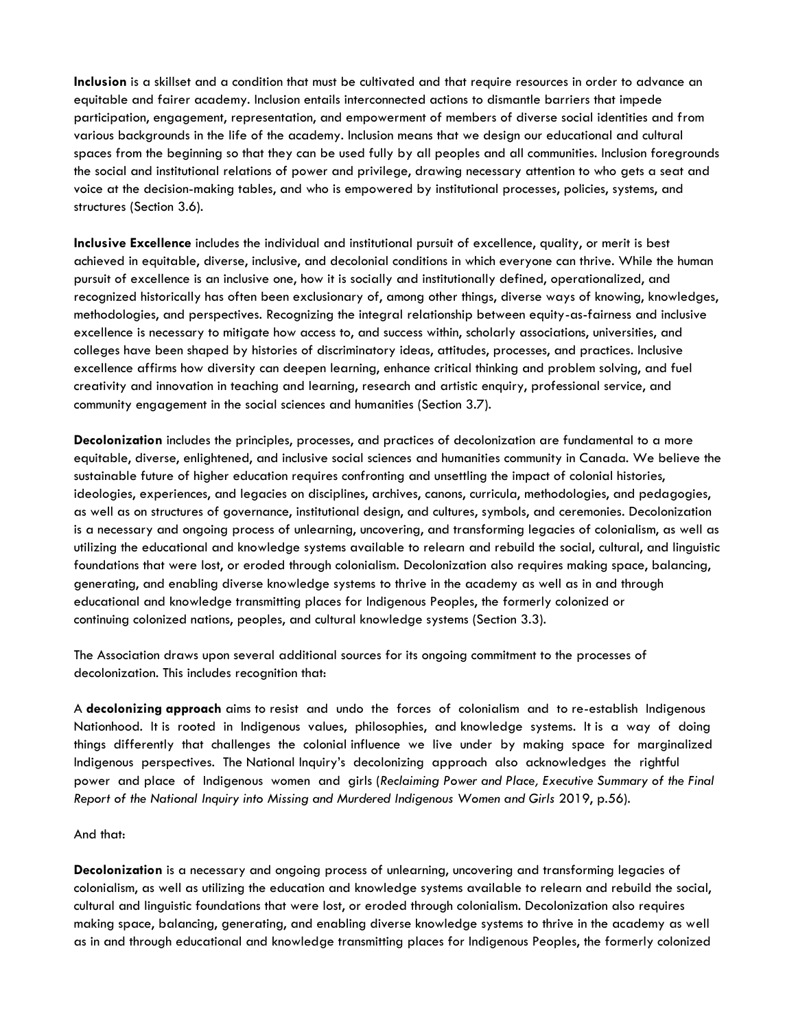**Inclusion** is a skillset and a condition that must be cultivated and that require resources in order to advance an equitable and fairer academy. Inclusion entails interconnected actions to dismantle barriers that impede participation, engagement, representation, and empowerment of members of diverse social identities and from various backgrounds in the life of the academy. Inclusion means that we design our educational and cultural spaces from the beginning so that they can be used fully by all peoples and all communities. Inclusion foregrounds the social and institutional relations of power and privilege, drawing necessary attention to who gets a seat and voice at the decision-making tables, and who is empowered by institutional processes, policies, systems, and structures (Section 3.6).

**Inclusive Excellence** includes the individual and institutional pursuit of excellence, quality, or merit is best achieved in equitable, diverse, inclusive, and decolonial conditions in which everyone can thrive. While the human pursuit of excellence is an inclusive one, how it is socially and institutionally defined, operationalized, and recognized historically has often been exclusionary of, among other things, diverse ways of knowing, knowledges, methodologies, and perspectives. Recognizing the integral relationship between equity-as-fairness and inclusive excellence is necessary to mitigate how access to, and success within, scholarly associations, universities, and colleges have been shaped by histories of discriminatory ideas, attitudes, processes, and practices. Inclusive excellence affirms how diversity can deepen learning, enhance critical thinking and problem solving, and fuel creativity and innovation in teaching and learning, research and artistic enquiry, professional service, and community engagement in the social sciences and humanities (Section 3.7).

**Decolonization** includes the principles, processes, and practices of decolonization are fundamental to a more equitable, diverse, enlightened, and inclusive social sciences and humanities community in Canada. We believe the sustainable future of higher education requires confronting and unsettling the impact of colonial histories, ideologies, experiences, and legacies on disciplines, archives, canons, curricula, methodologies, and pedagogies, as well as on structures of governance, institutional design, and cultures, symbols, and ceremonies. Decolonization is a necessary and ongoing process of unlearning, uncovering, and transforming legacies of colonialism, as well as utilizing the educational and knowledge systems available to relearn and rebuild the social, cultural, and linguistic foundations that were lost, or eroded through colonialism. Decolonization also requires making space, balancing, generating, and enabling diverse knowledge systems to thrive in the academy as well as in and through educational and knowledge transmitting places for Indigenous Peoples, the formerly colonized or continuing colonized nations, peoples, and cultural knowledge systems (Section 3.3).

The Association draws upon several additional sources for its ongoing commitment to the processes of decolonization. This includes recognition that:

A **decolonizing approach** aims to resist and undo the forces of colonialism and to re-establish Indigenous Nationhood. It is rooted in Indigenous values, philosophies, and knowledge systems. It is a way of doing things differently that challenges the colonial influence we live under by making space for marginalized Indigenous perspectives. The National Inquiry's decolonizing approach also acknowledges the rightful power and place of Indigenous women and girls (*Reclaiming Power and Place, Executive Summary of the Final Report of the National Inquiry into Missing and Murdered Indigenous Women and Girls* 2019, p.56).

And that:

**Decolonization** is a necessary and ongoing process of unlearning, uncovering and transforming legacies of colonialism, as well as utilizing the education and knowledge systems available to relearn and rebuild the social, cultural and linguistic foundations that were lost, or eroded through colonialism. Decolonization also requires making space, balancing, generating, and enabling diverse knowledge systems to thrive in the academy as well as in and through educational and knowledge transmitting places for Indigenous Peoples, the formerly colonized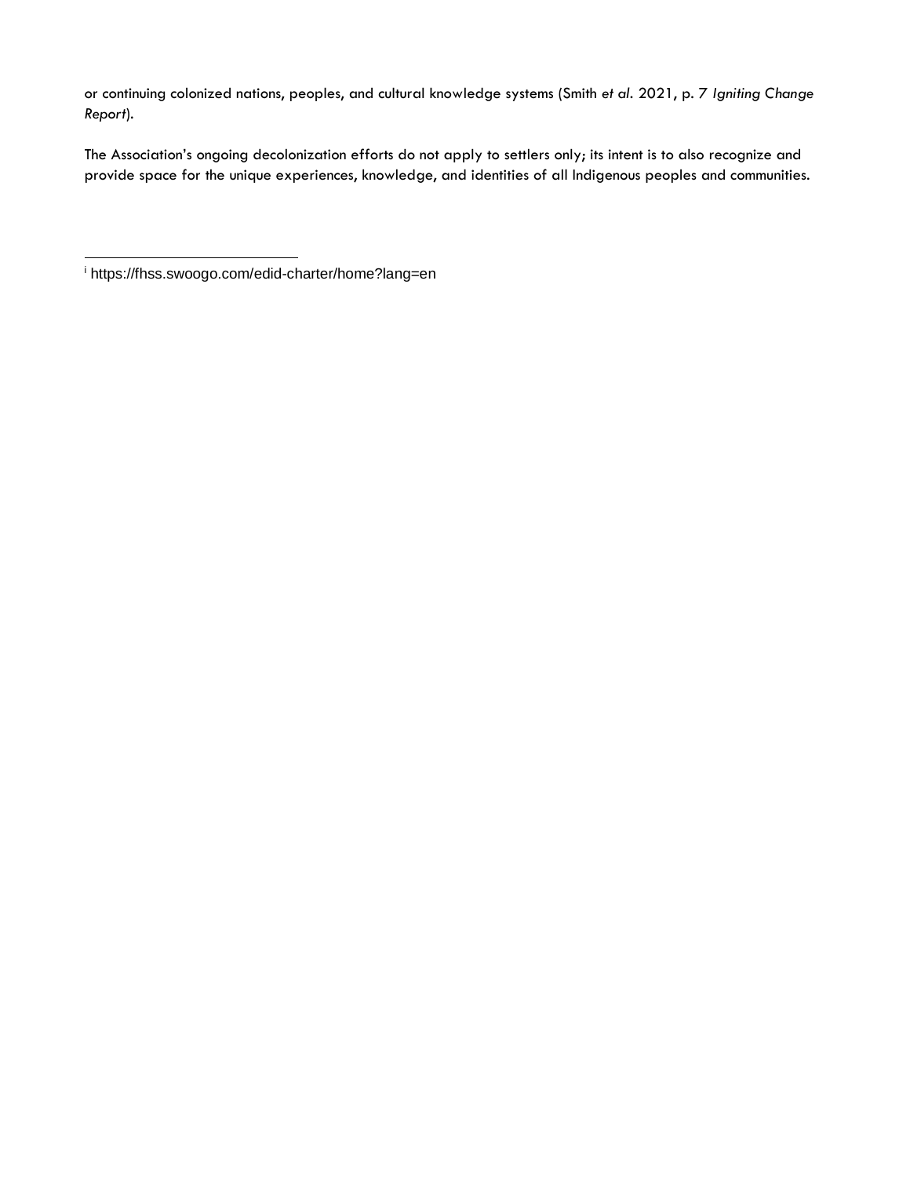or continuing colonized nations, peoples, and cultural knowledge systems (Smith *et al.* 2021, p. 7 *Igniting Change Report*).

The Association's ongoing decolonization efforts do not apply to settlers only; its intent is to also recognize and provide space for the unique experiences, knowledge, and identities of all Indigenous peoples and communities.

---

[i] https://fhss.swoogo.com/edid-charter/home?lang=en